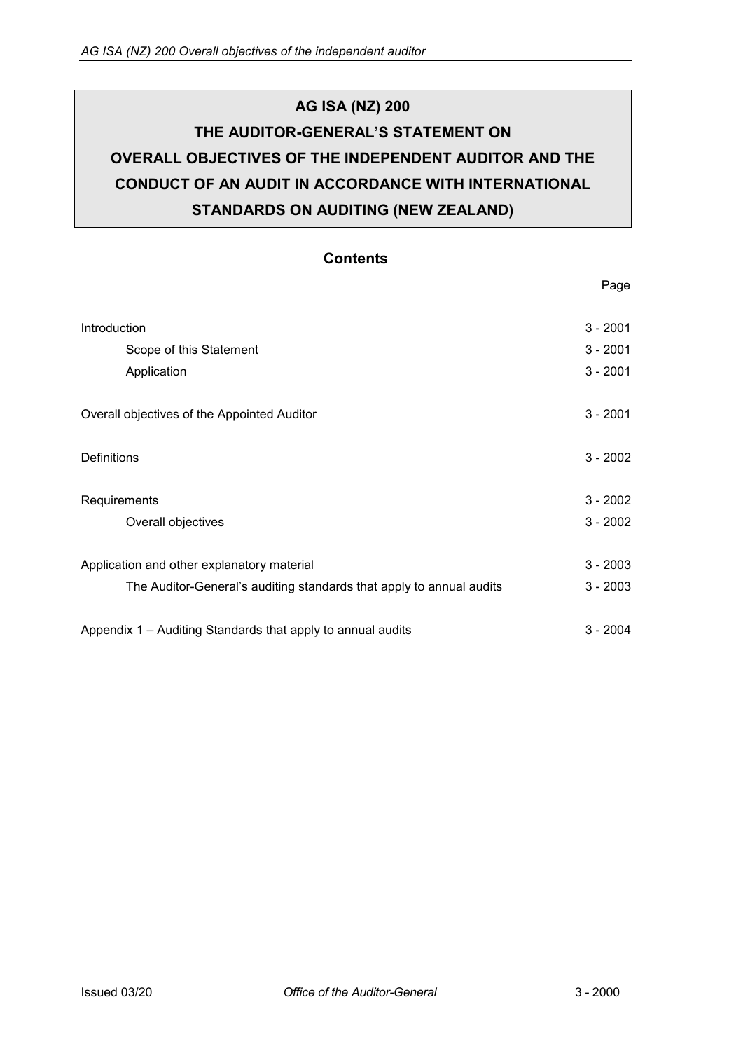# AG ISA (NZ) 200

# THE AUDITOR-GENERAL'S STATEMENT ON OVERALL OBJECTIVES OF THE INDEPENDENT AUDITOR AND THE CONDUCT OF AN AUDIT IN ACCORDANCE WITH INTERNATIONAL STANDARDS ON AUDITING (NEW ZEALAND)

## Contents

| | Page |
|---|---|
| Introduction | 3 - 2001 |
| Scope of this Statement | 3 - 2001 |
| Application | 3 - 2001 |
| Overall objectives of the Appointed Auditor | 3 - 2001 |
| Definitions | 3 - 2002 |
| Requirements | 3 - 2002 |
| Overall objectives | 3 - 2002 |
| Application and other explanatory material | 3 - 2003 |
| The Auditor-General's auditing standards that apply to annual audits | 3 - 2003 |
| Appendix 1 – Auditing Standards that apply to annual audits | 3 - 2004 |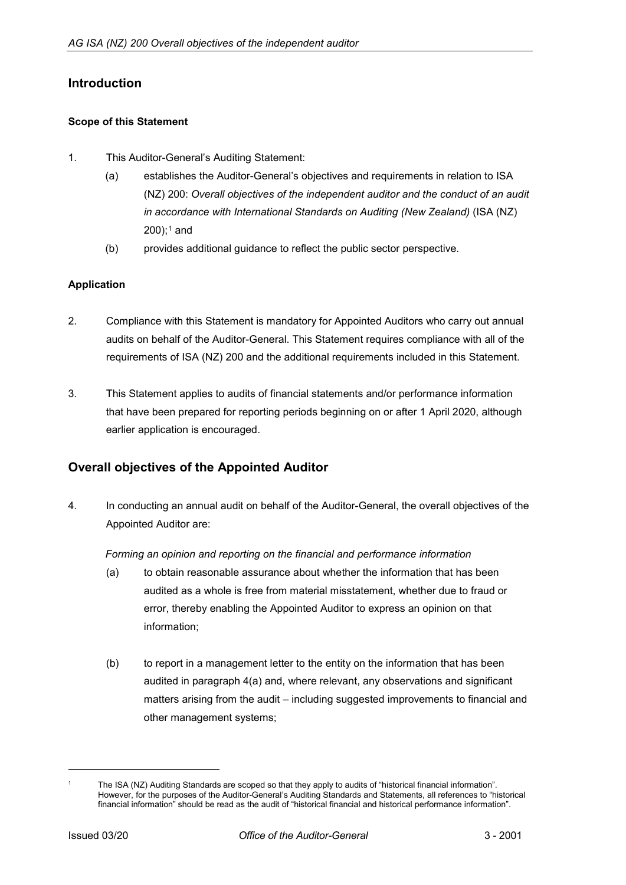## Introduction

### Scope of this Statement

1. This Auditor-General's Auditing Statement:

   (a) establishes the Auditor-General's objectives and requirements in relation to ISA (NZ) 200: *Overall objectives of the independent auditor and the conduct of an audit in accordance with International Standards on Auditing (New Zealand)* (ISA (NZ) 200);[1] and

   (b) provides additional guidance to reflect the public sector perspective.

### Application

2. Compliance with this Statement is mandatory for Appointed Auditors who carry out annual audits on behalf of the Auditor-General. This Statement requires compliance with all of the requirements of ISA (NZ) 200 and the additional requirements included in this Statement.

3. This Statement applies to audits of financial statements and/or performance information that have been prepared for reporting periods beginning on or after 1 April 2020, although earlier application is encouraged.

## Overall objectives of the Appointed Auditor

4. In conducting an annual audit on behalf of the Auditor-General, the overall objectives of the Appointed Auditor are:

   *Forming an opinion and reporting on the financial and performance information*

   (a) to obtain reasonable assurance about whether the information that has been audited as a whole is free from material misstatement, whether due to fraud or error, thereby enabling the Appointed Auditor to express an opinion on that information;

   (b) to report in a management letter to the entity on the information that has been audited in paragraph 4(a) and, where relevant, any observations and significant matters arising from the audit – including suggested improvements to financial and other management systems;

---

[1] The ISA (NZ) Auditing Standards are scoped so that they apply to audits of "historical financial information". However, for the purposes of the Auditor-General's Auditing Standards and Statements, all references to "historical financial information" should be read as the audit of "historical financial and historical performance information".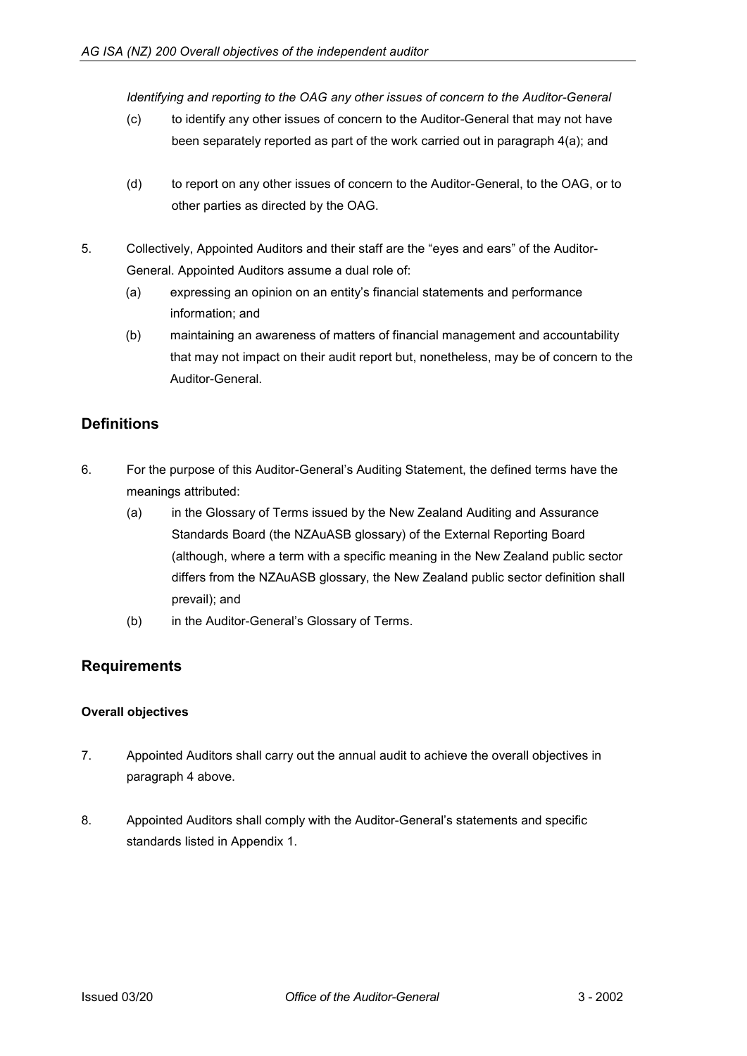*Identifying and reporting to the OAG any other issues of concern to the Auditor-General*

(c) to identify any other issues of concern to the Auditor-General that may not have been separately reported as part of the work carried out in paragraph 4(a); and

(d) to report on any other issues of concern to the Auditor-General, to the OAG, or to other parties as directed by the OAG.

5. Collectively, Appointed Auditors and their staff are the "eyes and ears" of the Auditor-General. Appointed Auditors assume a dual role of:

   (a) expressing an opinion on an entity's financial statements and performance information; and

   (b) maintaining an awareness of matters of financial management and accountability that may not impact on their audit report but, nonetheless, may be of concern to the Auditor-General.

## Definitions

6. For the purpose of this Auditor-General's Auditing Statement, the defined terms have the meanings attributed:

   (a) in the Glossary of Terms issued by the New Zealand Auditing and Assurance Standards Board (the NZAuASB glossary) of the External Reporting Board (although, where a term with a specific meaning in the New Zealand public sector differs from the NZAuASB glossary, the New Zealand public sector definition shall prevail); and

   (b) in the Auditor-General's Glossary of Terms.

## Requirements

### Overall objectives

7. Appointed Auditors shall carry out the annual audit to achieve the overall objectives in paragraph 4 above.

8. Appointed Auditors shall comply with the Auditor-General's statements and specific standards listed in Appendix 1.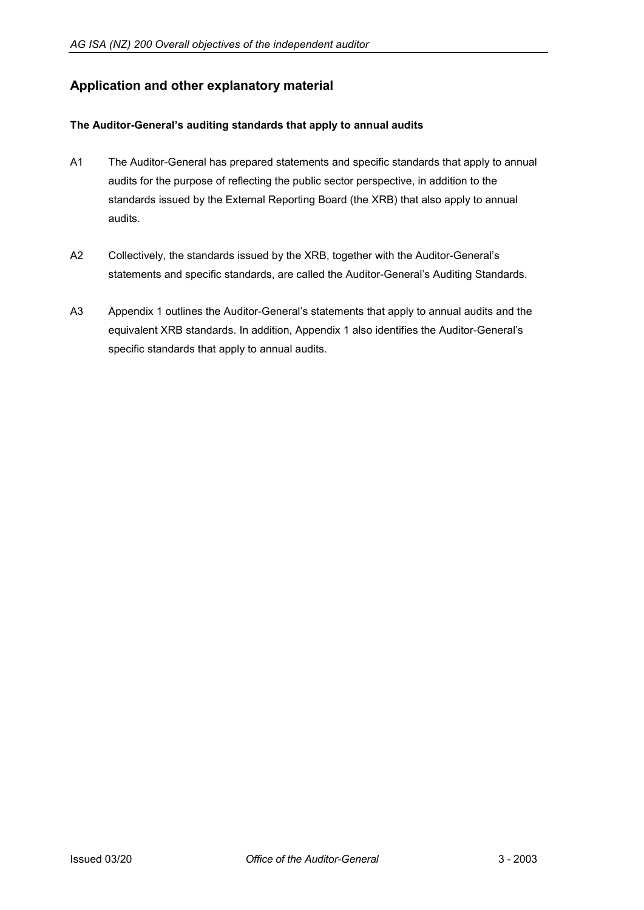## Application and other explanatory material

### The Auditor-General's auditing standards that apply to annual audits

A1 The Auditor-General has prepared statements and specific standards that apply to annual audits for the purpose of reflecting the public sector perspective, in addition to the standards issued by the External Reporting Board (the XRB) that also apply to annual audits.

A2 Collectively, the standards issued by the XRB, together with the Auditor-General's statements and specific standards, are called the Auditor-General's Auditing Standards.

A3 Appendix 1 outlines the Auditor-General's statements that apply to annual audits and the equivalent XRB standards. In addition, Appendix 1 also identifies the Auditor-General's specific standards that apply to annual audits.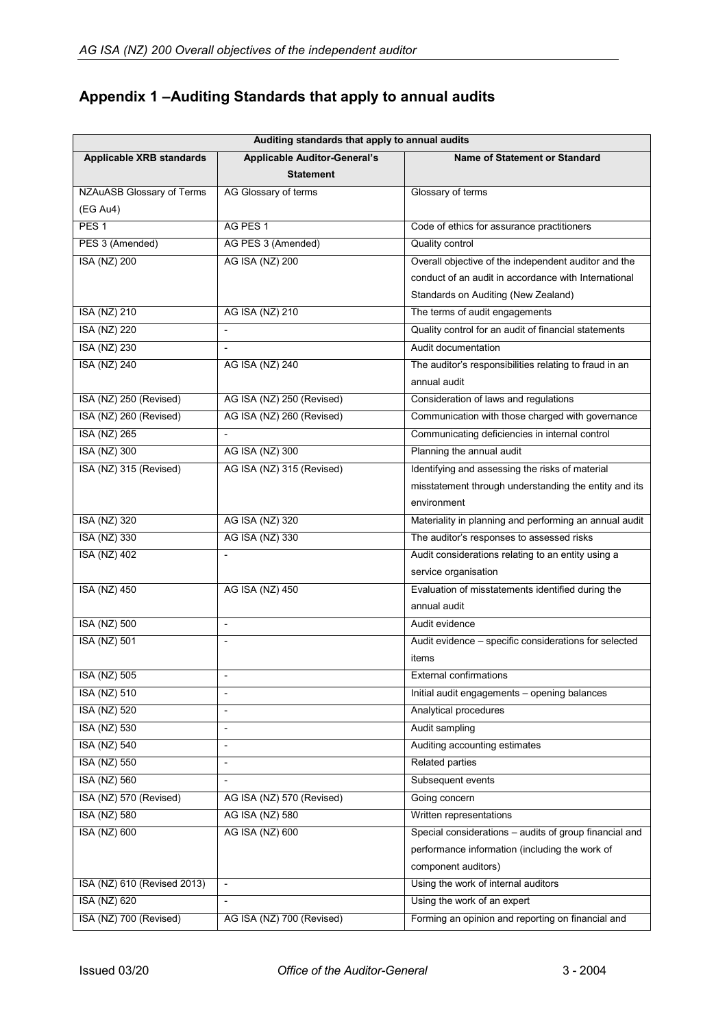## Appendix 1 –Auditing Standards that apply to annual audits

| Auditing standards that apply to annual audits | | |
|---|---|---|
| **Applicable XRB standards** | **Applicable Auditor-General's Statement** | **Name of Statement or Standard** |
| NZAuASB Glossary of Terms (EG Au4) | AG Glossary of terms | Glossary of terms |
| PES 1 | AG PES 1 | Code of ethics for assurance practitioners |
| PES 3 (Amended) | AG PES 3 (Amended) | Quality control |
| ISA (NZ) 200 | AG ISA (NZ) 200 | Overall objective of the independent auditor and the conduct of an audit in accordance with International Standards on Auditing (New Zealand) |
| ISA (NZ) 210 | AG ISA (NZ) 210 | The terms of audit engagements |
| ISA (NZ) 220 | - | Quality control for an audit of financial statements |
| ISA (NZ) 230 | - | Audit documentation |
| ISA (NZ) 240 | AG ISA (NZ) 240 | The auditor's responsibilities relating to fraud in an annual audit |
| ISA (NZ) 250 (Revised) | AG ISA (NZ) 250 (Revised) | Consideration of laws and regulations |
| ISA (NZ) 260 (Revised) | AG ISA (NZ) 260 (Revised) | Communication with those charged with governance |
| ISA (NZ) 265 | - | Communicating deficiencies in internal control |
| ISA (NZ) 300 | AG ISA (NZ) 300 | Planning the annual audit |
| ISA (NZ) 315 (Revised) | AG ISA (NZ) 315 (Revised) | Identifying and assessing the risks of material misstatement through understanding the entity and its environment |
| ISA (NZ) 320 | AG ISA (NZ) 320 | Materiality in planning and performing an annual audit |
| ISA (NZ) 330 | AG ISA (NZ) 330 | The auditor's responses to assessed risks |
| ISA (NZ) 402 | - | Audit considerations relating to an entity using a service organisation |
| ISA (NZ) 450 | AG ISA (NZ) 450 | Evaluation of misstatements identified during the annual audit |
| ISA (NZ) 500 | - | Audit evidence |
| ISA (NZ) 501 | - | Audit evidence – specific considerations for selected items |
| ISA (NZ) 505 | - | External confirmations |
| ISA (NZ) 510 | - | Initial audit engagements – opening balances |
| ISA (NZ) 520 | - | Analytical procedures |
| ISA (NZ) 530 | - | Audit sampling |
| ISA (NZ) 540 | - | Auditing accounting estimates |
| ISA (NZ) 550 | - | Related parties |
| ISA (NZ) 560 | - | Subsequent events |
| ISA (NZ) 570 (Revised) | AG ISA (NZ) 570 (Revised) | Going concern |
| ISA (NZ) 580 | AG ISA (NZ) 580 | Written representations |
| ISA (NZ) 600 | AG ISA (NZ) 600 | Special considerations – audits of group financial and performance information (including the work of component auditors) |
| ISA (NZ) 610 (Revised 2013) | - | Using the work of internal auditors |
| ISA (NZ) 620 | - | Using the work of an expert |
| ISA (NZ) 700 (Revised) | AG ISA (NZ) 700 (Revised) | Forming an opinion and reporting on financial and |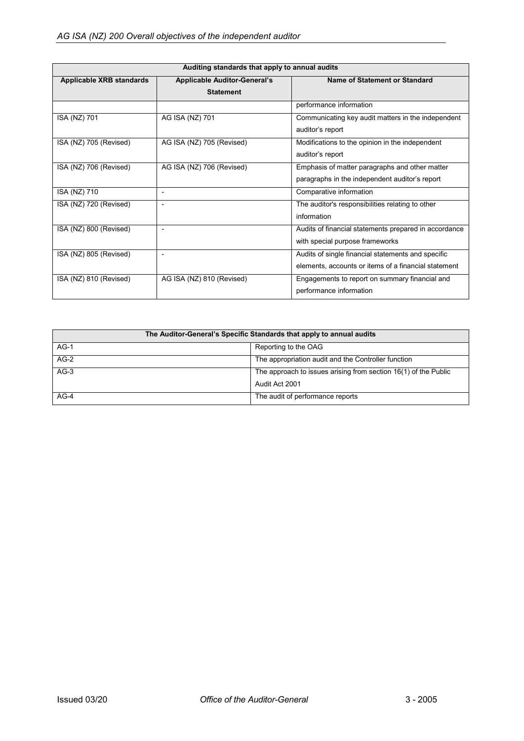| Auditing standards that apply to annual audits | | |
|---|---|---|
| **Applicable XRB standards** | **Applicable Auditor-General's Statement** | **Name of Statement or Standard** |
| | | performance information |
| ISA (NZ) 701 | AG ISA (NZ) 701 | Communicating key audit matters in the independent auditor's report |
| ISA (NZ) 705 (Revised) | AG ISA (NZ) 705 (Revised) | Modifications to the opinion in the independent auditor's report |
| ISA (NZ) 706 (Revised) | AG ISA (NZ) 706 (Revised) | Emphasis of matter paragraphs and other matter paragraphs in the independent auditor's report |
| ISA (NZ) 710 | - | Comparative information |
| ISA (NZ) 720 (Revised) | - | The auditor's responsibilities relating to other information |
| ISA (NZ) 800 (Revised) | - | Audits of financial statements prepared in accordance with special purpose frameworks |
| ISA (NZ) 805 (Revised) | - | Audits of single financial statements and specific elements, accounts or items of a financial statement |
| ISA (NZ) 810 (Revised) | AG ISA (NZ) 810 (Revised) | Engagements to report on summary financial and performance information |

| The Auditor-General's Specific Standards that apply to annual audits | |
|---|---|
| AG-1 | Reporting to the OAG |
| AG-2 | The appropriation audit and the Controller function |
| AG-3 | The approach to issues arising from section 16(1) of the Public Audit Act 2001 |
| AG-4 | The audit of performance reports |